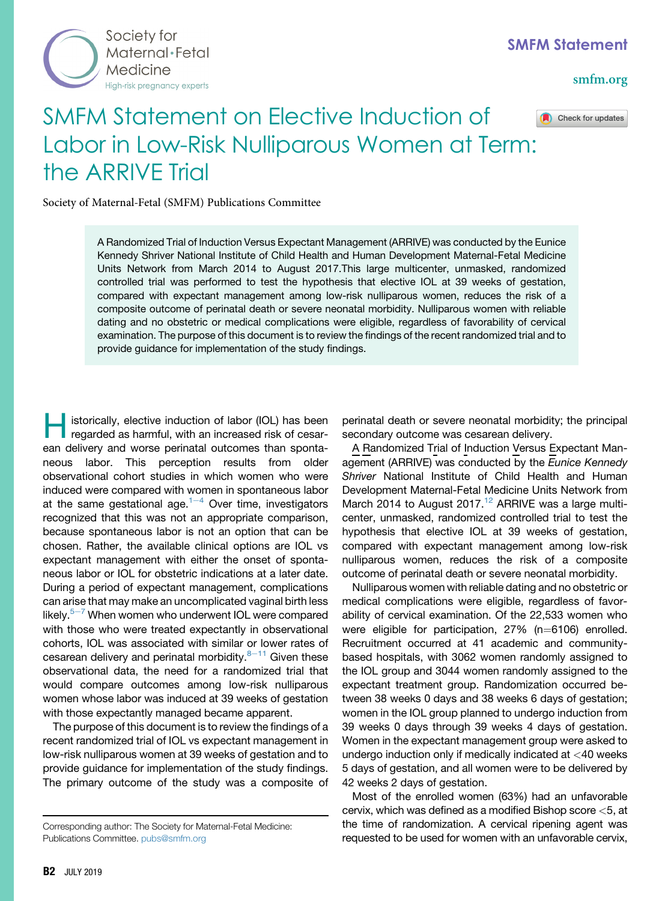# SMFM Statement on Elective Induction of Labor in Low-Risk Nulliparous Women at Term: the ARRIVE Trial

Society of Maternal-Fetal (SMFM) Publications Committee

A Randomized Trial of Induction Versus Expectant Management (ARRIVE) was conducted by the Eunice Kennedy Shriver National Institute of Child Health and Human Development Maternal-Fetal Medicine Units Network from March 2014 to August 2017.This large multicenter, unmasked, randomized controlled trial was performed to test the hypothesis that elective IOL at 39 weeks of gestation, compared with expectant management among low-risk nulliparous women, reduces the risk of a composite outcome of perinatal death or severe neonatal morbidity. Nulliparous women with reliable dating and no obstetric or medical complications were eligible, regardless of favorability of cervical examination. The purpose of this document is to review the findings of the recent randomized trial and to provide guidance for implementation of the study findings.

Historically, elective induction of labor (IOL) has been regarded as harmful, with an increased risk of cesarean delivery and worse perinatal outcomes than spontaneous labor. This perception results from older observational cohort studies in which women who were induced were compared with women in spontaneous labor at the same gestational age.[1–4] Over time, investigators recognized that this was not an appropriate comparison, because spontaneous labor is not an option that can be chosen. Rather, the available clinical options are IOL vs expectant management with either the onset of spontaneous labor or IOL for obstetric indications at a later date. During a period of expectant management, complications can arise that may make an uncomplicated vaginal birth less likely.[5–7] When women who underwent IOL were compared with those who were treated expectantly in observational cohorts, IOL was associated with similar or lower rates of cesarean delivery and perinatal morbidity.[8–11] Given these observational data, the need for a randomized trial that would compare outcomes among low-risk nulliparous women whose labor was induced at 39 weeks of gestation with those expectantly managed became apparent.

The purpose of this document is to review the findings of a recent randomized trial of IOL vs expectant management in low-risk nulliparous women at 39 weeks of gestation and to provide guidance for implementation of the study findings. The primary outcome of the study was a composite of perinatal death or severe neonatal morbidity; the principal secondary outcome was cesarean delivery.

A Randomized Trial of Induction Versus Expectant Management (ARRIVE) was conducted by the *Eunice Kennedy Shriver* National Institute of Child Health and Human Development Maternal-Fetal Medicine Units Network from March 2014 to August 2017.[12] ARRIVE was a large multicenter, unmasked, randomized controlled trial to test the hypothesis that elective IOL at 39 weeks of gestation, compared with expectant management among low-risk nulliparous women, reduces the risk of a composite outcome of perinatal death or severe neonatal morbidity.

Nulliparous women with reliable dating and no obstetric or medical complications were eligible, regardless of favorability of cervical examination. Of the 22,533 women who were eligible for participation, 27% (n=6106) enrolled. Recruitment occurred at 41 academic and community-based hospitals, with 3062 women randomly assigned to the IOL group and 3044 women randomly assigned to the expectant treatment group. Randomization occurred between 38 weeks 0 days and 38 weeks 6 days of gestation; women in the IOL group planned to undergo induction from 39 weeks 0 days through 39 weeks 4 days of gestation. Women in the expectant management group were asked to undergo induction only if medically indicated at <40 weeks 5 days of gestation, and all women were to be delivered by 42 weeks 2 days of gestation.

Most of the enrolled women (63%) had an unfavorable cervix, which was defined as a modified Bishop score <5, at the time of randomization. A cervical ripening agent was requested to be used for women with an unfavorable cervix,

Corresponding author: The Society for Maternal-Fetal Medicine: Publications Committee. pubs@smfm.org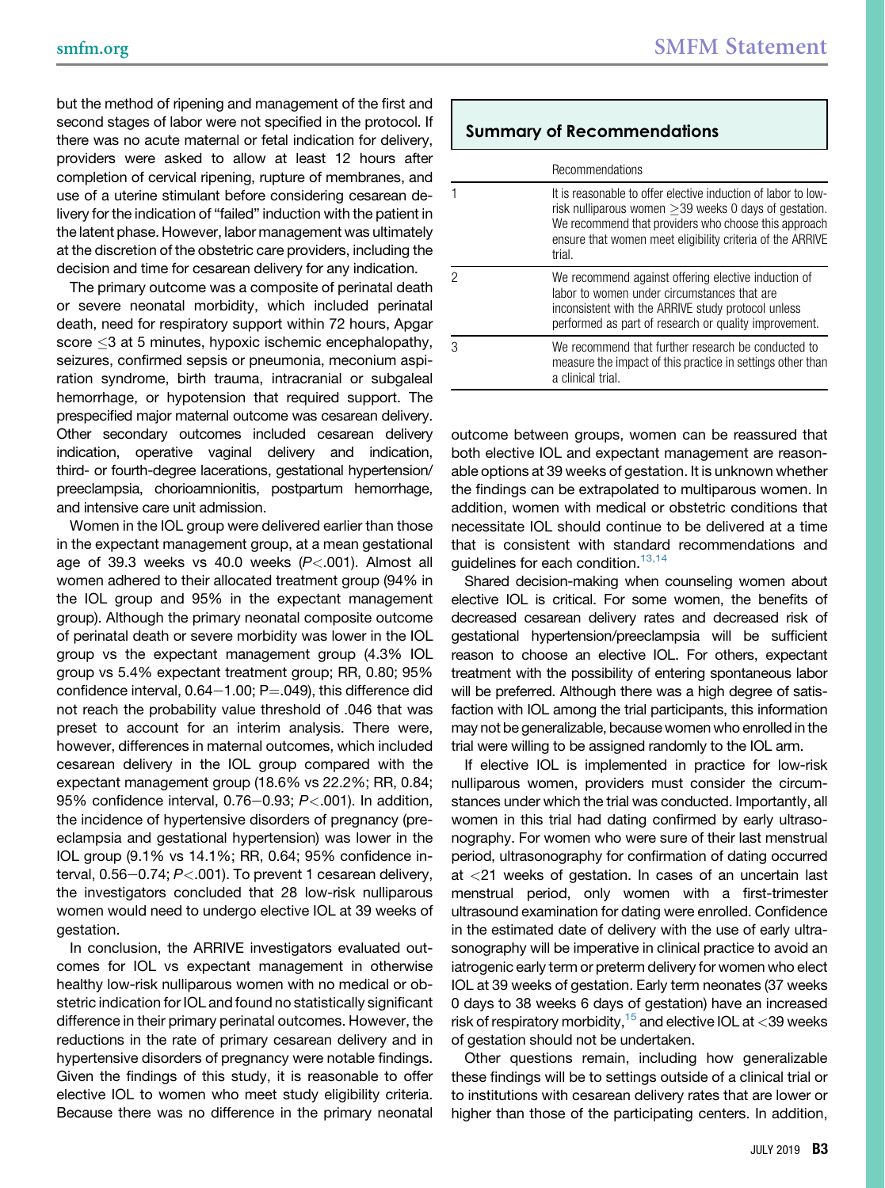but the method of ripening and management of the first and second stages of labor were not specified in the protocol. If there was no acute maternal or fetal indication for delivery, providers were asked to allow at least 12 hours after completion of cervical ripening, rupture of membranes, and use of a uterine stimulant before considering cesarean delivery for the indication of "failed" induction with the patient in the latent phase. However, labor management was ultimately at the discretion of the obstetric care providers, including the decision and time for cesarean delivery for any indication.

The primary outcome was a composite of perinatal death or severe neonatal morbidity, which included perinatal death, need for respiratory support within 72 hours, Apgar score ≤3 at 5 minutes, hypoxic ischemic encephalopathy, seizures, confirmed sepsis or pneumonia, meconium aspiration syndrome, birth trauma, intracranial or subgaleal hemorrhage, or hypotension that required support. The prespecified major maternal outcome was cesarean delivery. Other secondary outcomes included cesarean delivery indication, operative vaginal delivery and indication, third- or fourth-degree lacerations, gestational hypertension/preeclampsia, chorioamnionitis, postpartum hemorrhage, and intensive care unit admission.

Women in the IOL group were delivered earlier than those in the expectant management group, at a mean gestational age of 39.3 weeks vs 40.0 weeks ($P<.001$). Almost all women adhered to their allocated treatment group (94% in the IOL group and 95% in the expectant management group). Although the primary neonatal composite outcome of perinatal death or severe morbidity was lower in the IOL group vs the expectant management group (4.3% IOL group vs 5.4% expectant treatment group; RR, 0.80; 95% confidence interval, 0.64−1.00; P=.049), this difference did not reach the probability value threshold of .046 that was preset to account for an interim analysis. There were, however, differences in maternal outcomes, which included cesarean delivery in the IOL group compared with the expectant management group (18.6% vs 22.2%; RR, 0.84; 95% confidence interval, 0.76−0.93; $P<.001$). In addition, the incidence of hypertensive disorders of pregnancy (preeclampsia and gestational hypertension) was lower in the IOL group (9.1% vs 14.1%; RR, 0.64; 95% confidence interval, 0.56−0.74; $P<.001$). To prevent 1 cesarean delivery, the investigators concluded that 28 low-risk nulliparous women would need to undergo elective IOL at 39 weeks of gestation.

In conclusion, the ARRIVE investigators evaluated outcomes for IOL vs expectant management in otherwise healthy low-risk nulliparous women with no medical or obstetric indication for IOL and found no statistically significant difference in their primary perinatal outcomes. However, the reductions in the rate of primary cesarean delivery and in hypertensive disorders of pregnancy were notable findings. Given the findings of this study, it is reasonable to offer elective IOL to women who meet study eligibility criteria. Because there was no difference in the primary neonatal outcome between groups, women can be reassured that both elective IOL and expectant management are reasonable options at 39 weeks of gestation. It is unknown whether the findings can be extrapolated to multiparous women. In addition, women with medical or obstetric conditions that necessitate IOL should continue to be delivered at a time that is consistent with standard recommendations and guidelines for each condition.[13,14]

Shared decision-making when counseling women about elective IOL is critical. For some women, the benefits of decreased cesarean delivery rates and decreased risk of gestational hypertension/preeclampsia will be sufficient reason to choose an elective IOL. For others, expectant treatment with the possibility of entering spontaneous labor will be preferred. Although there was a high degree of satisfaction with IOL among the trial participants, this information may not be generalizable, because women who enrolled in the trial were willing to be assigned randomly to the IOL arm.

If elective IOL is implemented in practice for low-risk nulliparous women, providers must consider the circumstances under which the trial was conducted. Importantly, all women in this trial had dating confirmed by early ultrasonography. For women who were sure of their last menstrual period, ultrasonography for confirmation of dating occurred at <21 weeks of gestation. In cases of an uncertain last menstrual period, only women with a first-trimester ultrasound examination for dating were enrolled. Confidence in the estimated date of delivery with the use of early ultrasonography will be imperative in clinical practice to avoid an iatrogenic early term or preterm delivery for women who elect IOL at 39 weeks of gestation. Early term neonates (37 weeks 0 days to 38 weeks 6 days of gestation) have an increased risk of respiratory morbidity,[15] and elective IOL at <39 weeks of gestation should not be undertaken.

Other questions remain, including how generalizable these findings will be to settings outside of a clinical trial or to institutions with cesarean delivery rates that are lower or higher than those of the participating centers. In addition,

### Summary of Recommendations

| | Recommendations |
|---|---|
| 1 | It is reasonable to offer elective induction of labor to low-risk nulliparous women ≥39 weeks 0 days of gestation. We recommend that providers who choose this approach ensure that women meet eligibility criteria of the ARRIVE trial. |
| 2 | We recommend against offering elective induction of labor to women under circumstances that are inconsistent with the ARRIVE study protocol unless performed as part of research or quality improvement. |
| 3 | We recommend that further research be conducted to measure the impact of this practice in settings other than a clinical trial. |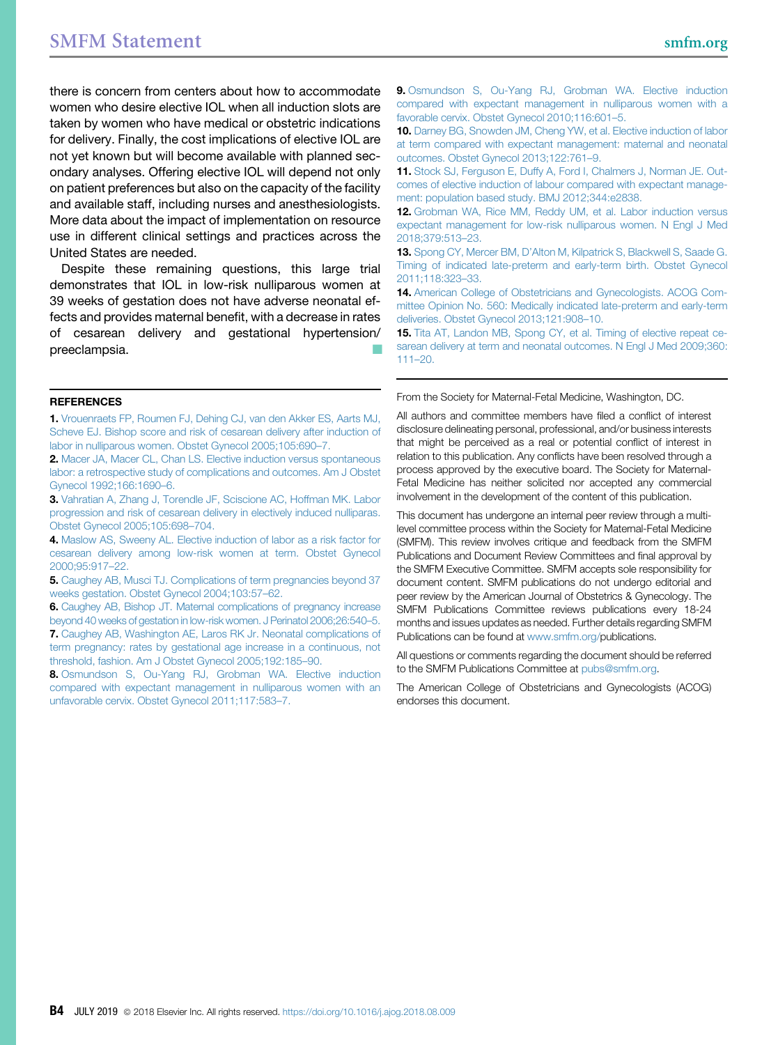there is concern from centers about how to accommodate women who desire elective IOL when all induction slots are taken by women who have medical or obstetric indications for delivery. Finally, the cost implications of elective IOL are not yet known but will become available with planned secondary analyses. Offering elective IOL will depend not only on patient preferences but also on the capacity of the facility and available staff, including nurses and anesthesiologists. More data about the impact of implementation on resource use in different clinical settings and practices across the United States are needed.

Despite these remaining questions, this large trial demonstrates that IOL in low-risk nulliparous women at 39 weeks of gestation does not have adverse neonatal effects and provides maternal benefit, with a decrease in rates of cesarean delivery and gestational hypertension/preeclampsia. ■

## REFERENCES

**1.** Vrouenraets FP, Roumen FJ, Dehing CJ, van den Akker ES, Aarts MJ, Scheve EJ. Bishop score and risk of cesarean delivery after induction of labor in nulliparous women. Obstet Gynecol 2005;105:690–7.

**2.** Macer JA, Macer CL, Chan LS. Elective induction versus spontaneous labor: a retrospective study of complications and outcomes. Am J Obstet Gynecol 1992;166:1690–6.

**3.** Vahratian A, Zhang J, Torendle JF, Sciscione AC, Hoffman MK. Labor progression and risk of cesarean delivery in electively induced nulliparas. Obstet Gynecol 2005;105:698–704.

**4.** Maslow AS, Sweeny AL. Elective induction of labor as a risk factor for cesarean delivery among low-risk women at term. Obstet Gynecol 2000;95:917–22.

**5.** Caughey AB, Musci TJ. Complications of term pregnancies beyond 37 weeks gestation. Obstet Gynecol 2004;103:57–62.

**6.** Caughey AB, Bishop JT. Maternal complications of pregnancy increase beyond 40 weeks of gestation in low-risk women. J Perinatol 2006;26:540–5.

**7.** Caughey AB, Washington AE, Laros RK Jr. Neonatal complications of term pregnancy: rates by gestational age increase in a continuous, not threshold, fashion. Am J Obstet Gynecol 2005;192:185–90.

**8.** Osmundson S, Ou-Yang RJ, Grobman WA. Elective induction compared with expectant management in nulliparous women with an unfavorable cervix. Obstet Gynecol 2011;117:583–7.

**9.** Osmundson S, Ou-Yang RJ, Grobman WA. Elective induction compared with expectant management in nulliparous women with a favorable cervix. Obstet Gynecol 2010;116:601–5.

**10.** Darney BG, Snowden JM, Cheng YW, et al. Elective induction of labor at term compared with expectant management: maternal and neonatal outcomes. Obstet Gynecol 2013;122:761–9.

**11.** Stock SJ, Ferguson E, Duffy A, Ford I, Chalmers J, Norman JE. Outcomes of elective induction of labour compared with expectant management: population based study. BMJ 2012;344:e2838.

**12.** Grobman WA, Rice MM, Reddy UM, et al. Labor induction versus expectant management for low-risk nulliparous women. N Engl J Med 2018;379:513–23.

**13.** Spong CY, Mercer BM, D'Alton M, Kilpatrick S, Blackwell S, Saade G. Timing of indicated late-preterm and early-term birth. Obstet Gynecol 2011;118:323–33.

**14.** American College of Obstetricians and Gynecologists. ACOG Committee Opinion No. 560: Medically indicated late-preterm and early-term deliveries. Obstet Gynecol 2013;121:908–10.

**15.** Tita AT, Landon MB, Spong CY, et al. Timing of elective repeat cesarean delivery at term and neonatal outcomes. N Engl J Med 2009;360:111–20.

From the Society for Maternal-Fetal Medicine, Washington, DC.

All authors and committee members have filed a conflict of interest disclosure delineating personal, professional, and/or business interests that might be perceived as a real or potential conflict of interest in relation to this publication. Any conflicts have been resolved through a process approved by the executive board. The Society for Maternal-Fetal Medicine has neither solicited nor accepted any commercial involvement in the development of the content of this publication.

This document has undergone an internal peer review through a multilevel committee process within the Society for Maternal-Fetal Medicine (SMFM). This review involves critique and feedback from the SMFM Publications and Document Review Committees and final approval by the SMFM Executive Committee. SMFM accepts sole responsibility for document content. SMFM publications do not undergo editorial and peer review by the American Journal of Obstetrics & Gynecology. The SMFM Publications Committee reviews publications every 18-24 months and issues updates as needed. Further details regarding SMFM Publications can be found at www.smfm.org/publications.

All questions or comments regarding the document should be referred to the SMFM Publications Committee at pubs@smfm.org.

The American College of Obstetricians and Gynecologists (ACOG) endorses this document.

© 2018 Elsevier Inc. All rights reserved. https://doi.org/10.1016/j.ajog.2018.08.009